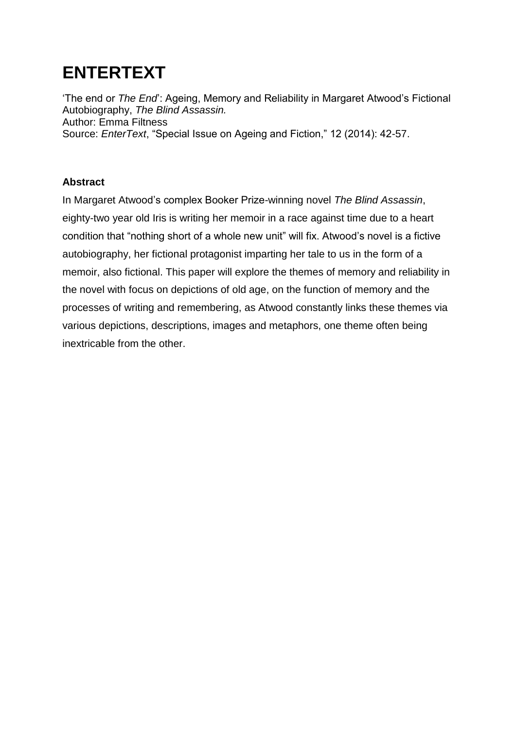# ENTERTEXT

'The end or *The End*': Ageing, Memory and Reliability in Margaret Atwood's Fictional Autobiography, *The Blind Assassin.*
Author: Emma Filtness
Source: *EnterText*, "Special Issue on Ageing and Fiction," 12 (2014): 42-57.

**Abstract**

In Margaret Atwood's complex Booker Prize-winning novel *The Blind Assassin*, eighty-two year old Iris is writing her memoir in a race against time due to a heart condition that "nothing short of a whole new unit" will fix. Atwood's novel is a fictive autobiography, her fictional protagonist imparting her tale to us in the form of a memoir, also fictional. This paper will explore the themes of memory and reliability in the novel with focus on depictions of old age, on the function of memory and the processes of writing and remembering, as Atwood constantly links these themes via various depictions, descriptions, images and metaphors, one theme often being inextricable from the other.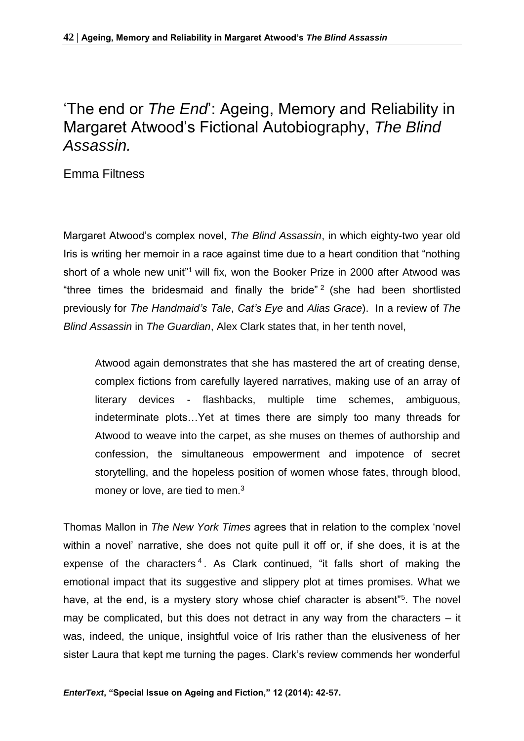# 'The end or *The End*': Ageing, Memory and Reliability in Margaret Atwood's Fictional Autobiography, *The Blind Assassin.*

Emma Filtness

Margaret Atwood's complex novel, *The Blind Assassin*, in which eighty-two year old Iris is writing her memoir in a race against time due to a heart condition that "nothing short of a whole new unit"[1] will fix, won the Booker Prize in 2000 after Atwood was "three times the bridesmaid and finally the bride"[2] (she had been shortlisted previously for *The Handmaid's Tale*, *Cat's Eye* and *Alias Grace*). In a review of *The Blind Assassin* in *The Guardian*, Alex Clark states that, in her tenth novel,

> Atwood again demonstrates that she has mastered the art of creating dense, complex fictions from carefully layered narratives, making use of an array of literary devices - flashbacks, multiple time schemes, ambiguous, indeterminate plots…Yet at times there are simply too many threads for Atwood to weave into the carpet, as she muses on themes of authorship and confession, the simultaneous empowerment and impotence of secret storytelling, and the hopeless position of women whose fates, through blood, money or love, are tied to men.[3]

Thomas Mallon in *The New York Times* agrees that in relation to the complex 'novel within a novel' narrative, she does not quite pull it off or, if she does, it is at the expense of the characters[4]. As Clark continued, "it falls short of making the emotional impact that its suggestive and slippery plot at times promises. What we have, at the end, is a mystery story whose chief character is absent"[5]. The novel may be complicated, but this does not detract in any way from the characters – it was, indeed, the unique, insightful voice of Iris rather than the elusiveness of her sister Laura that kept me turning the pages. Clark's review commends her wonderful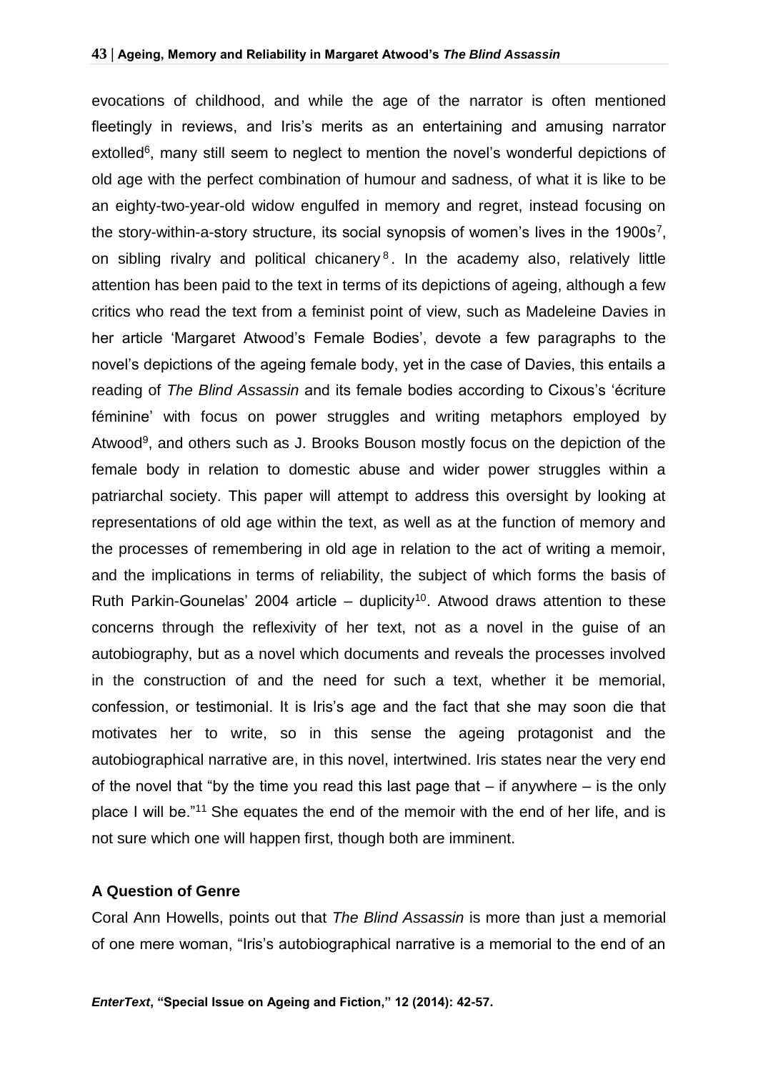evocations of childhood, and while the age of the narrator is often mentioned fleetingly in reviews, and Iris's merits as an entertaining and amusing narrator extolled[6], many still seem to neglect to mention the novel's wonderful depictions of old age with the perfect combination of humour and sadness, of what it is like to be an eighty-two-year-old widow engulfed in memory and regret, instead focusing on the story-within-a-story structure, its social synopsis of women's lives in the 1900s[7], on sibling rivalry and political chicanery[8]. In the academy also, relatively little attention has been paid to the text in terms of its depictions of ageing, although a few critics who read the text from a feminist point of view, such as Madeleine Davies in her article 'Margaret Atwood's Female Bodies', devote a few paragraphs to the novel's depictions of the ageing female body, yet in the case of Davies, this entails a reading of *The Blind Assassin* and its female bodies according to Cixous's 'écriture féminine' with focus on power struggles and writing metaphors employed by Atwood[9], and others such as J. Brooks Bouson mostly focus on the depiction of the female body in relation to domestic abuse and wider power struggles within a patriarchal society. This paper will attempt to address this oversight by looking at representations of old age within the text, as well as at the function of memory and the processes of remembering in old age in relation to the act of writing a memoir, and the implications in terms of reliability, the subject of which forms the basis of Ruth Parkin-Gounelas' 2004 article – duplicity[10]. Atwood draws attention to these concerns through the reflexivity of her text, not as a novel in the guise of an autobiography, but as a novel which documents and reveals the processes involved in the construction of and the need for such a text, whether it be memorial, confession, or testimonial. It is Iris's age and the fact that she may soon die that motivates her to write, so in this sense the ageing protagonist and the autobiographical narrative are, in this novel, intertwined. Iris states near the very end of the novel that "by the time you read this last page that – if anywhere – is the only place I will be."[11] She equates the end of the memoir with the end of her life, and is not sure which one will happen first, though both are imminent.

### A Question of Genre

Coral Ann Howells, points out that *The Blind Assassin* is more than just a memorial of one mere woman, "Iris's autobiographical narrative is a memorial to the end of an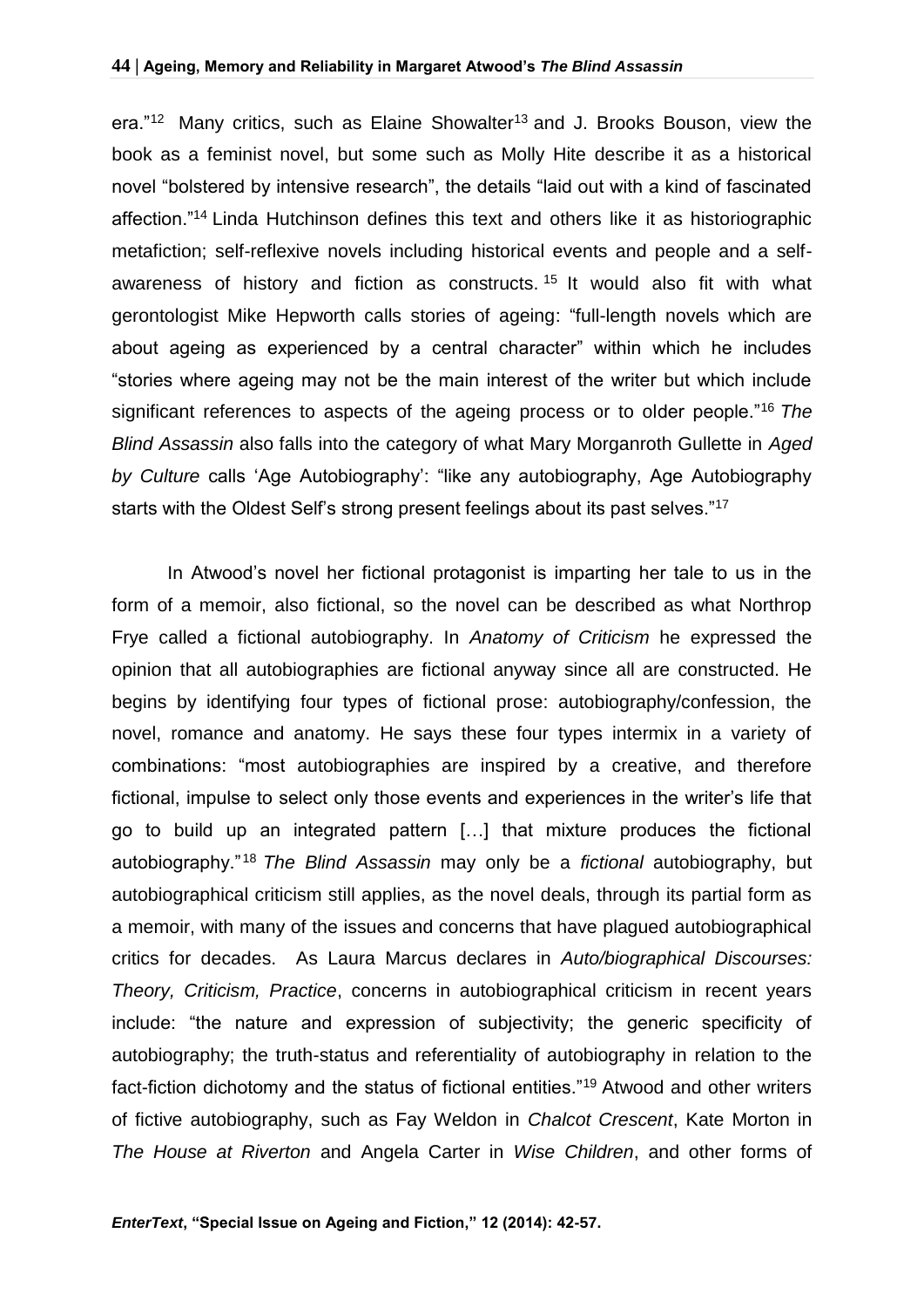era."[12] Many critics, such as Elaine Showalter[13] and J. Brooks Bouson, view the book as a feminist novel, but some such as Molly Hite describe it as a historical novel "bolstered by intensive research", the details "laid out with a kind of fascinated affection."[14] Linda Hutchinson defines this text and others like it as historiographic metafiction; self-reflexive novels including historical events and people and a self-awareness of history and fiction as constructs.[15] It would also fit with what gerontologist Mike Hepworth calls stories of ageing: "full-length novels which are about ageing as experienced by a central character" within which he includes "stories where ageing may not be the main interest of the writer but which include significant references to aspects of the ageing process or to older people."[16] *The Blind Assassin* also falls into the category of what Mary Morganroth Gullette in *Aged by Culture* calls 'Age Autobiography': "like any autobiography, Age Autobiography starts with the Oldest Self's strong present feelings about its past selves."[17]

In Atwood's novel her fictional protagonist is imparting her tale to us in the form of a memoir, also fictional, so the novel can be described as what Northrop Frye called a fictional autobiography. In *Anatomy of Criticism* he expressed the opinion that all autobiographies are fictional anyway since all are constructed. He begins by identifying four types of fictional prose: autobiography/confession, the novel, romance and anatomy. He says these four types intermix in a variety of combinations: "most autobiographies are inspired by a creative, and therefore fictional, impulse to select only those events and experiences in the writer's life that go to build up an integrated pattern […] that mixture produces the fictional autobiography."[18] *The Blind Assassin* may only be a *fictional* autobiography, but autobiographical criticism still applies, as the novel deals, through its partial form as a memoir, with many of the issues and concerns that have plagued autobiographical critics for decades. As Laura Marcus declares in *Auto/biographical Discourses: Theory, Criticism, Practice*, concerns in autobiographical criticism in recent years include: "the nature and expression of subjectivity; the generic specificity of autobiography; the truth-status and referentiality of autobiography in relation to the fact-fiction dichotomy and the status of fictional entities."[19] Atwood and other writers of fictive autobiography, such as Fay Weldon in *Chalcot Crescent*, Kate Morton in *The House at Riverton* and Angela Carter in *Wise Children*, and other forms of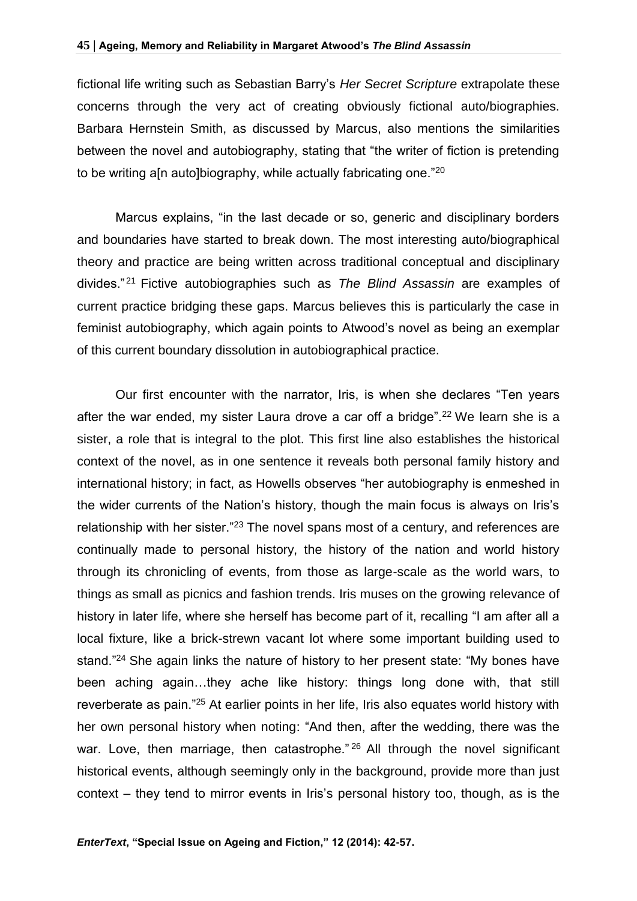fictional life writing such as Sebastian Barry's *Her Secret Scripture* extrapolate these concerns through the very act of creating obviously fictional auto/biographies. Barbara Hernstein Smith, as discussed by Marcus, also mentions the similarities between the novel and autobiography, stating that "the writer of fiction is pretending to be writing a[n auto]biography, while actually fabricating one."[20]

Marcus explains, "in the last decade or so, generic and disciplinary borders and boundaries have started to break down. The most interesting auto/biographical theory and practice are being written across traditional conceptual and disciplinary divides."[21] Fictive autobiographies such as *The Blind Assassin* are examples of current practice bridging these gaps. Marcus believes this is particularly the case in feminist autobiography, which again points to Atwood's novel as being an exemplar of this current boundary dissolution in autobiographical practice.

Our first encounter with the narrator, Iris, is when she declares "Ten years after the war ended, my sister Laura drove a car off a bridge".[22] We learn she is a sister, a role that is integral to the plot. This first line also establishes the historical context of the novel, as in one sentence it reveals both personal family history and international history; in fact, as Howells observes "her autobiography is enmeshed in the wider currents of the Nation's history, though the main focus is always on Iris's relationship with her sister."[23] The novel spans most of a century, and references are continually made to personal history, the history of the nation and world history through its chronicling of events, from those as large-scale as the world wars, to things as small as picnics and fashion trends. Iris muses on the growing relevance of history in later life, where she herself has become part of it, recalling "I am after all a local fixture, like a brick-strewn vacant lot where some important building used to stand."[24] She again links the nature of history to her present state: "My bones have been aching again…they ache like history: things long done with, that still reverberate as pain."[25] At earlier points in her life, Iris also equates world history with her own personal history when noting: "And then, after the wedding, there was the war. Love, then marriage, then catastrophe."[26] All through the novel significant historical events, although seemingly only in the background, provide more than just context – they tend to mirror events in Iris's personal history too, though, as is the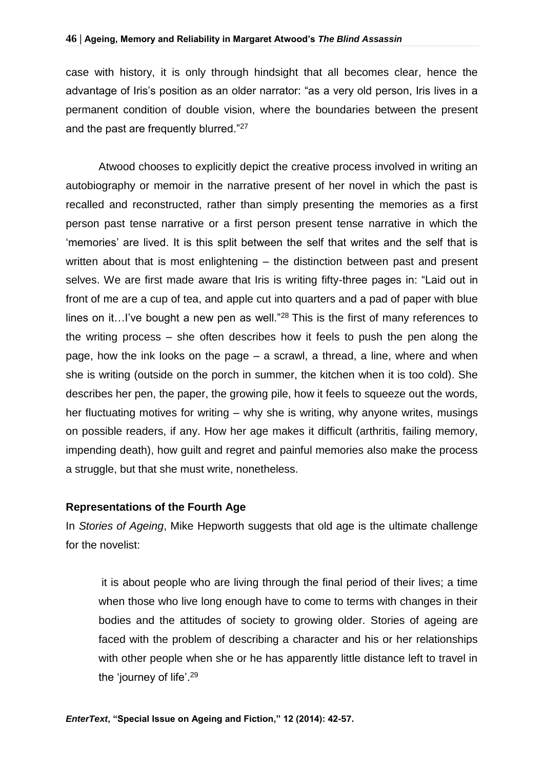case with history, it is only through hindsight that all becomes clear, hence the advantage of Iris's position as an older narrator: "as a very old person, Iris lives in a permanent condition of double vision, where the boundaries between the present and the past are frequently blurred."[27]

Atwood chooses to explicitly depict the creative process involved in writing an autobiography or memoir in the narrative present of her novel in which the past is recalled and reconstructed, rather than simply presenting the memories as a first person past tense narrative or a first person present tense narrative in which the 'memories' are lived. It is this split between the self that writes and the self that is written about that is most enlightening – the distinction between past and present selves. We are first made aware that Iris is writing fifty-three pages in: "Laid out in front of me are a cup of tea, and apple cut into quarters and a pad of paper with blue lines on it…I've bought a new pen as well."[28] This is the first of many references to the writing process – she often describes how it feels to push the pen along the page, how the ink looks on the page – a scrawl, a thread, a line, where and when she is writing (outside on the porch in summer, the kitchen when it is too cold). She describes her pen, the paper, the growing pile, how it feels to squeeze out the words, her fluctuating motives for writing – why she is writing, why anyone writes, musings on possible readers, if any. How her age makes it difficult (arthritis, failing memory, impending death), how guilt and regret and painful memories also make the process a struggle, but that she must write, nonetheless.

### Representations of the Fourth Age

In *Stories of Ageing*, Mike Hepworth suggests that old age is the ultimate challenge for the novelist:

> it is about people who are living through the final period of their lives; a time when those who live long enough have to come to terms with changes in their bodies and the attitudes of society to growing older. Stories of ageing are faced with the problem of describing a character and his or her relationships with other people when she or he has apparently little distance left to travel in the 'journey of life'.[29]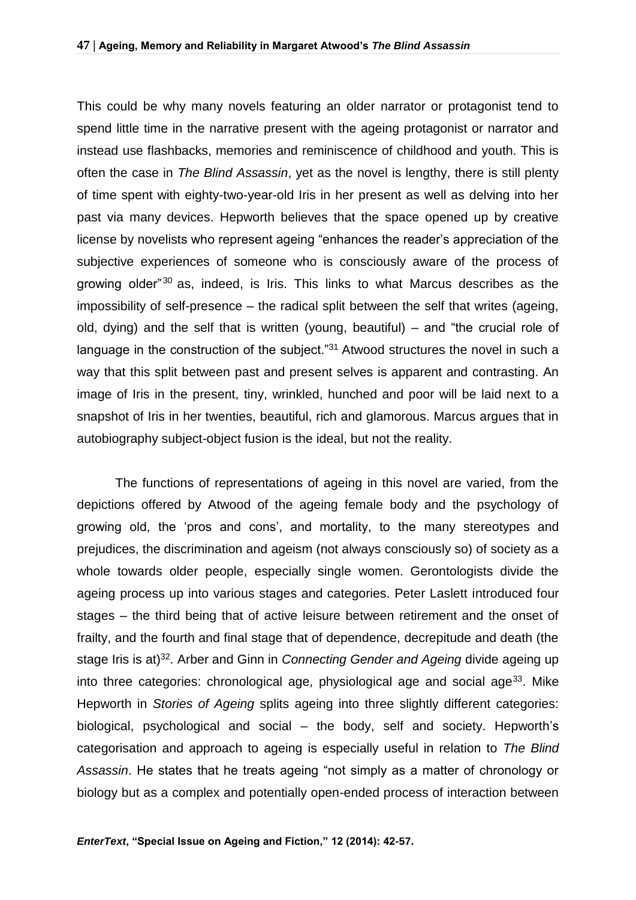This could be why many novels featuring an older narrator or protagonist tend to spend little time in the narrative present with the ageing protagonist or narrator and instead use flashbacks, memories and reminiscence of childhood and youth. This is often the case in *The Blind Assassin*, yet as the novel is lengthy, there is still plenty of time spent with eighty-two-year-old Iris in her present as well as delving into her past via many devices. Hepworth believes that the space opened up by creative license by novelists who represent ageing "enhances the reader's appreciation of the subjective experiences of someone who is consciously aware of the process of growing older"[30] as, indeed, is Iris. This links to what Marcus describes as the impossibility of self-presence – the radical split between the self that writes (ageing, old, dying) and the self that is written (young, beautiful) – and "the crucial role of language in the construction of the subject."[31] Atwood structures the novel in such a way that this split between past and present selves is apparent and contrasting. An image of Iris in the present, tiny, wrinkled, hunched and poor will be laid next to a snapshot of Iris in her twenties, beautiful, rich and glamorous. Marcus argues that in autobiography subject-object fusion is the ideal, but not the reality.

The functions of representations of ageing in this novel are varied, from the depictions offered by Atwood of the ageing female body and the psychology of growing old, the 'pros and cons', and mortality, to the many stereotypes and prejudices, the discrimination and ageism (not always consciously so) of society as a whole towards older people, especially single women. Gerontologists divide the ageing process up into various stages and categories. Peter Laslett introduced four stages – the third being that of active leisure between retirement and the onset of frailty, and the fourth and final stage that of dependence, decrepitude and death (the stage Iris is at)[32]. Arber and Ginn in *Connecting Gender and Ageing* divide ageing up into three categories: chronological age, physiological age and social age[33]. Mike Hepworth in *Stories of Ageing* splits ageing into three slightly different categories: biological, psychological and social – the body, self and society. Hepworth's categorisation and approach to ageing is especially useful in relation to *The Blind Assassin*. He states that he treats ageing "not simply as a matter of chronology or biology but as a complex and potentially open-ended process of interaction between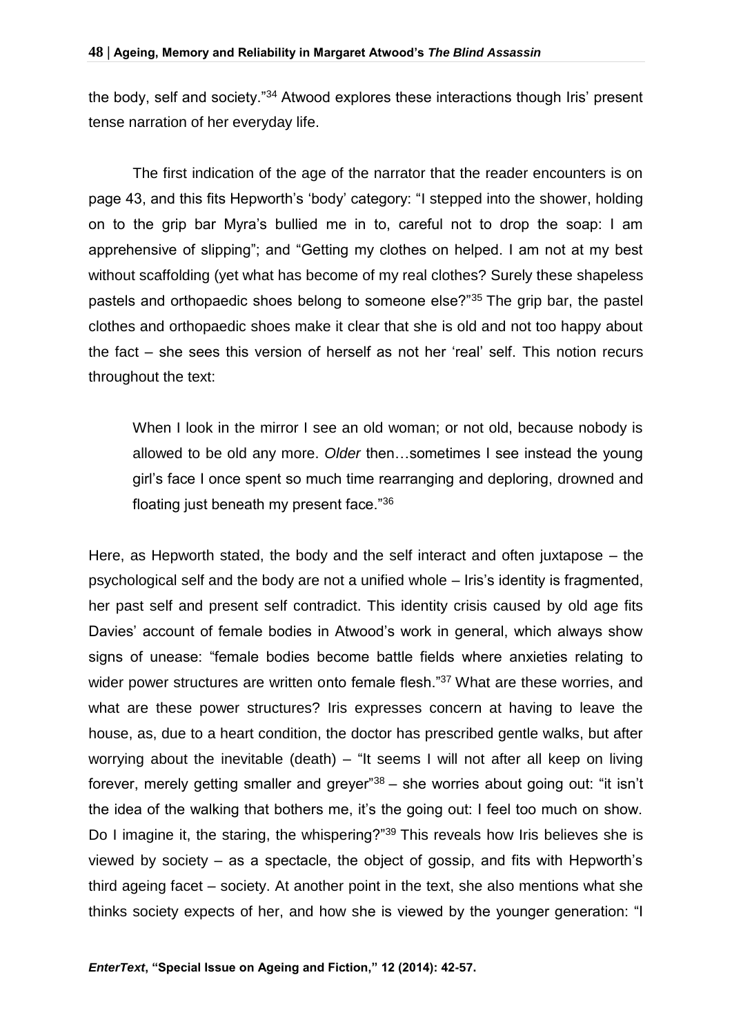the body, self and society."[34] Atwood explores these interactions though Iris' present tense narration of her everyday life.

The first indication of the age of the narrator that the reader encounters is on page 43, and this fits Hepworth's 'body' category: "I stepped into the shower, holding on to the grip bar Myra's bullied me in to, careful not to drop the soap: I am apprehensive of slipping"; and "Getting my clothes on helped. I am not at my best without scaffolding (yet what has become of my real clothes? Surely these shapeless pastels and orthopaedic shoes belong to someone else?"[35] The grip bar, the pastel clothes and orthopaedic shoes make it clear that she is old and not too happy about the fact – she sees this version of herself as not her 'real' self. This notion recurs throughout the text:

> When I look in the mirror I see an old woman; or not old, because nobody is allowed to be old any more. *Older* then…sometimes I see instead the young girl's face I once spent so much time rearranging and deploring, drowned and floating just beneath my present face."[36]

Here, as Hepworth stated, the body and the self interact and often juxtapose – the psychological self and the body are not a unified whole – Iris's identity is fragmented, her past self and present self contradict. This identity crisis caused by old age fits Davies' account of female bodies in Atwood's work in general, which always show signs of unease: "female bodies become battle fields where anxieties relating to wider power structures are written onto female flesh."[37] What are these worries, and what are these power structures? Iris expresses concern at having to leave the house, as, due to a heart condition, the doctor has prescribed gentle walks, but after worrying about the inevitable (death) – "It seems I will not after all keep on living forever, merely getting smaller and greyer"[38] – she worries about going out: "it isn't the idea of the walking that bothers me, it's the going out: I feel too much on show. Do I imagine it, the staring, the whispering?"[39] This reveals how Iris believes she is viewed by society – as a spectacle, the object of gossip, and fits with Hepworth's third ageing facet – society. At another point in the text, she also mentions what she thinks society expects of her, and how she is viewed by the younger generation: "I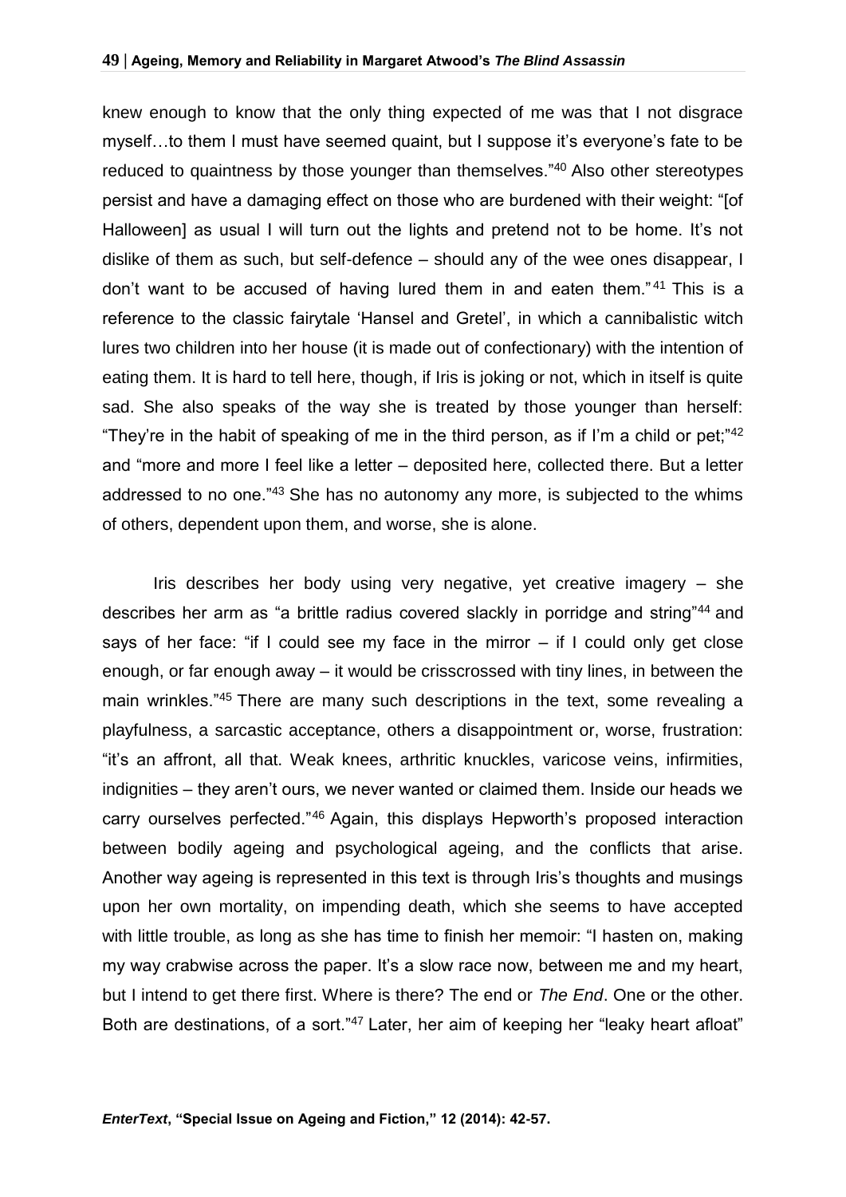knew enough to know that the only thing expected of me was that I not disgrace myself…to them I must have seemed quaint, but I suppose it's everyone's fate to be reduced to quaintness by those younger than themselves."[40] Also other stereotypes persist and have a damaging effect on those who are burdened with their weight: "[of Halloween] as usual I will turn out the lights and pretend not to be home. It's not dislike of them as such, but self-defence – should any of the wee ones disappear, I don't want to be accused of having lured them in and eaten them."[41] This is a reference to the classic fairytale 'Hansel and Gretel', in which a cannibalistic witch lures two children into her house (it is made out of confectionary) with the intention of eating them. It is hard to tell here, though, if Iris is joking or not, which in itself is quite sad. She also speaks of the way she is treated by those younger than herself: "They're in the habit of speaking of me in the third person, as if I'm a child or pet;"[42] and "more and more I feel like a letter – deposited here, collected there. But a letter addressed to no one."[43] She has no autonomy any more, is subjected to the whims of others, dependent upon them, and worse, she is alone.

Iris describes her body using very negative, yet creative imagery – she describes her arm as "a brittle radius covered slackly in porridge and string"[44] and says of her face: "if I could see my face in the mirror – if I could only get close enough, or far enough away – it would be crisscrossed with tiny lines, in between the main wrinkles."[45] There are many such descriptions in the text, some revealing a playfulness, a sarcastic acceptance, others a disappointment or, worse, frustration: "it's an affront, all that. Weak knees, arthritic knuckles, varicose veins, infirmities, indignities – they aren't ours, we never wanted or claimed them. Inside our heads we carry ourselves perfected."[46] Again, this displays Hepworth's proposed interaction between bodily ageing and psychological ageing, and the conflicts that arise. Another way ageing is represented in this text is through Iris's thoughts and musings upon her own mortality, on impending death, which she seems to have accepted with little trouble, as long as she has time to finish her memoir: "I hasten on, making my way crabwise across the paper. It's a slow race now, between me and my heart, but I intend to get there first. Where is there? The end or *The End*. One or the other. Both are destinations, of a sort."[47] Later, her aim of keeping her "leaky heart afloat"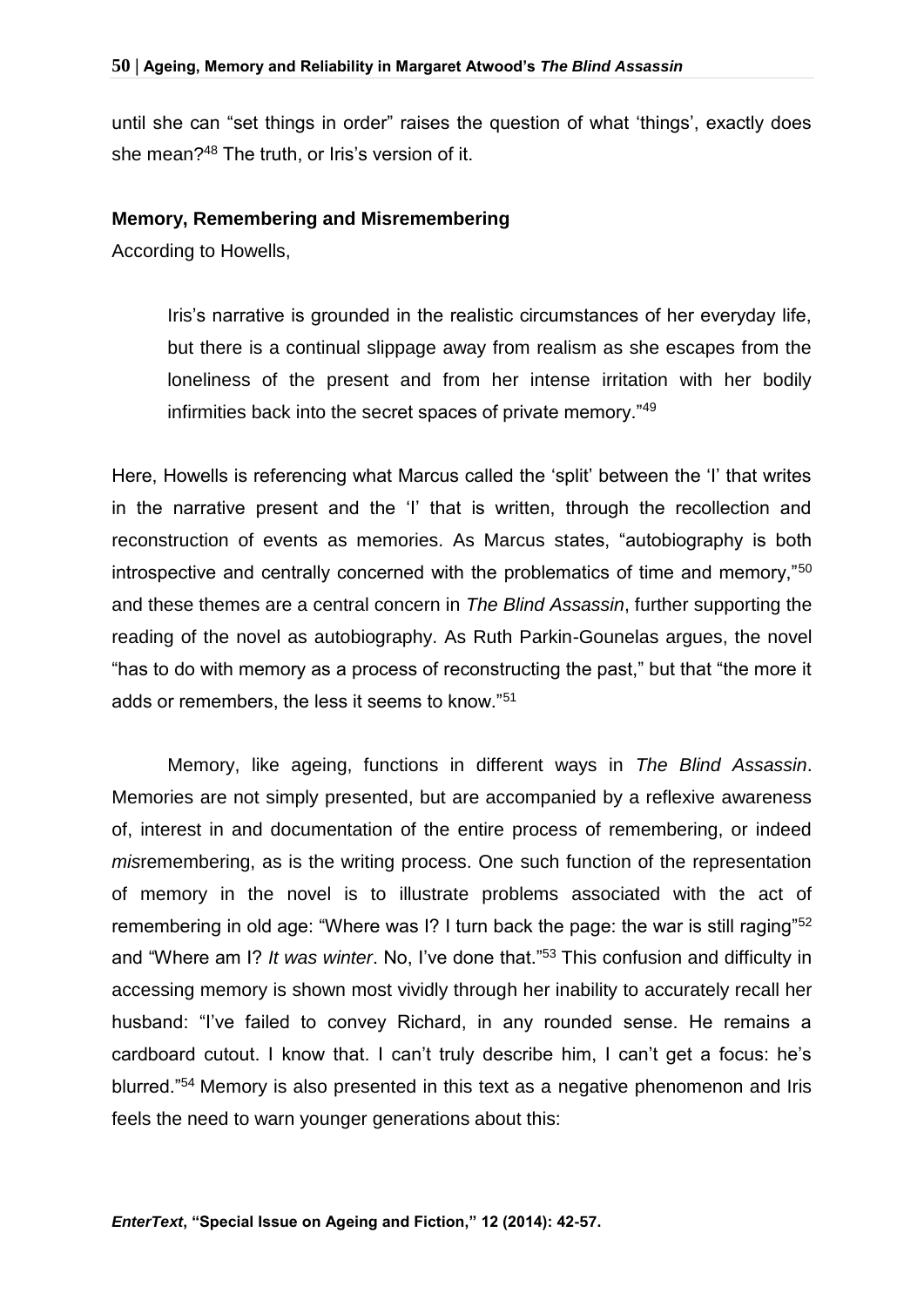until she can "set things in order" raises the question of what 'things', exactly does she mean?[48] The truth, or Iris's version of it.

**Memory, Remembering and Misremembering**

According to Howells,

> Iris's narrative is grounded in the realistic circumstances of her everyday life, but there is a continual slippage away from realism as she escapes from the loneliness of the present and from her intense irritation with her bodily infirmities back into the secret spaces of private memory."[49]

Here, Howells is referencing what Marcus called the 'split' between the 'I' that writes in the narrative present and the 'I' that is written, through the recollection and reconstruction of events as memories. As Marcus states, "autobiography is both introspective and centrally concerned with the problematics of time and memory,"[50] and these themes are a central concern in *The Blind Assassin*, further supporting the reading of the novel as autobiography. As Ruth Parkin-Gounelas argues, the novel "has to do with memory as a process of reconstructing the past," but that "the more it adds or remembers, the less it seems to know."[51]

Memory, like ageing, functions in different ways in *The Blind Assassin*. Memories are not simply presented, but are accompanied by a reflexive awareness of, interest in and documentation of the entire process of remembering, or indeed *mis*remembering, as is the writing process. One such function of the representation of memory in the novel is to illustrate problems associated with the act of remembering in old age: "Where was I? I turn back the page: the war is still raging"[52] and "Where am I? *It was winter*. No, I've done that."[53] This confusion and difficulty in accessing memory is shown most vividly through her inability to accurately recall her husband: "I've failed to convey Richard, in any rounded sense. He remains a cardboard cutout. I know that. I can't truly describe him, I can't get a focus: he's blurred."[54] Memory is also presented in this text as a negative phenomenon and Iris feels the need to warn younger generations about this: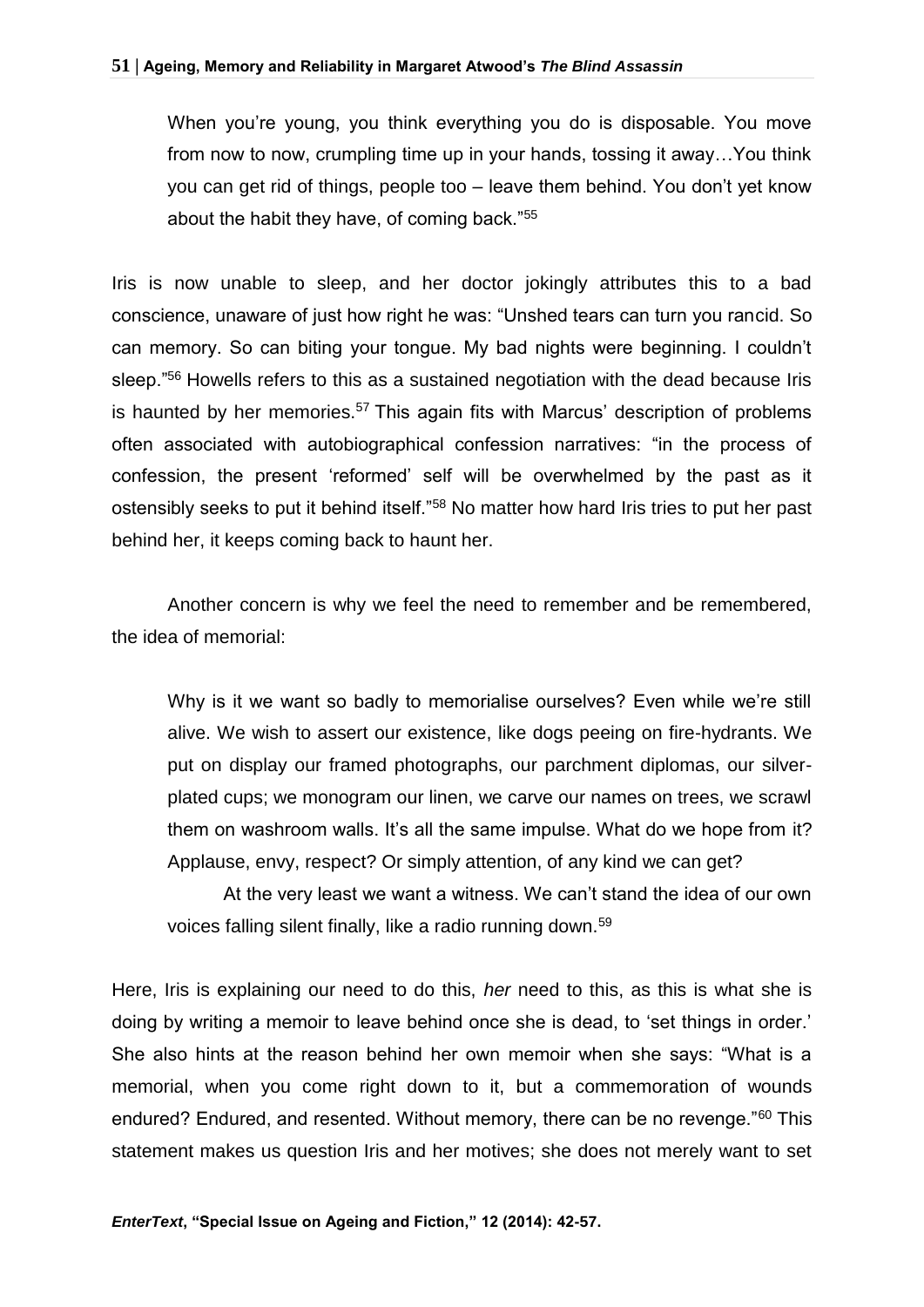> When you're young, you think everything you do is disposable. You move from now to now, crumpling time up in your hands, tossing it away…You think you can get rid of things, people too – leave them behind. You don't yet know about the habit they have, of coming back."[55]

Iris is now unable to sleep, and her doctor jokingly attributes this to a bad conscience, unaware of just how right he was: "Unshed tears can turn you rancid. So can memory. So can biting your tongue. My bad nights were beginning. I couldn't sleep."[56] Howells refers to this as a sustained negotiation with the dead because Iris is haunted by her memories.[57] This again fits with Marcus' description of problems often associated with autobiographical confession narratives: "in the process of confession, the present 'reformed' self will be overwhelmed by the past as it ostensibly seeks to put it behind itself."[58] No matter how hard Iris tries to put her past behind her, it keeps coming back to haunt her.

Another concern is why we feel the need to remember and be remembered, the idea of memorial:

> Why is it we want so badly to memorialise ourselves? Even while we're still alive. We wish to assert our existence, like dogs peeing on fire-hydrants. We put on display our framed photographs, our parchment diplomas, our silver-plated cups; we monogram our linen, we carve our names on trees, we scrawl them on washroom walls. It's all the same impulse. What do we hope from it? Applause, envy, respect? Or simply attention, of any kind we can get?
>
> At the very least we want a witness. We can't stand the idea of our own voices falling silent finally, like a radio running down.[59]

Here, Iris is explaining our need to do this, *her* need to this, as this is what she is doing by writing a memoir to leave behind once she is dead, to 'set things in order.' She also hints at the reason behind her own memoir when she says: "What is a memorial, when you come right down to it, but a commemoration of wounds endured? Endured, and resented. Without memory, there can be no revenge."[60] This statement makes us question Iris and her motives; she does not merely want to set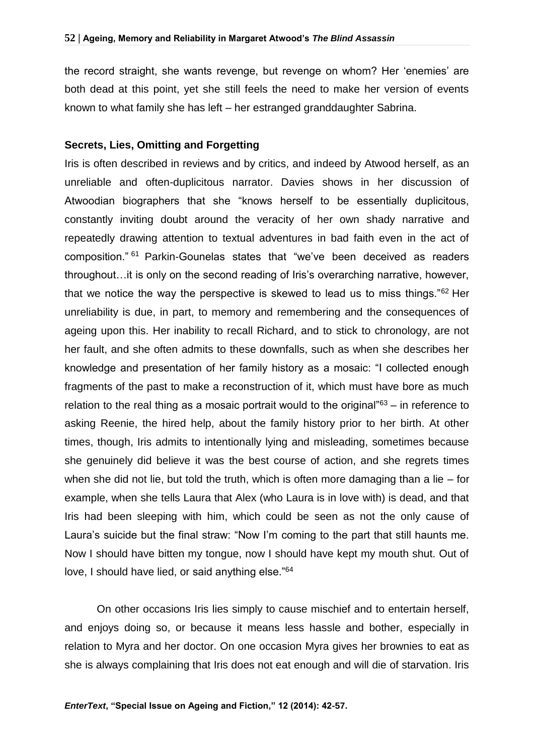the record straight, she wants revenge, but revenge on whom? Her 'enemies' are both dead at this point, yet she still feels the need to make her version of events known to what family she has left – her estranged granddaughter Sabrina.

**Secrets, Lies, Omitting and Forgetting**

Iris is often described in reviews and by critics, and indeed by Atwood herself, as an unreliable and often-duplicitous narrator. Davies shows in her discussion of Atwoodian biographers that she "knows herself to be essentially duplicitous, constantly inviting doubt around the veracity of her own shady narrative and repeatedly drawing attention to textual adventures in bad faith even in the act of composition." [61] Parkin-Gounelas states that "we've been deceived as readers throughout…it is only on the second reading of Iris's overarching narrative, however, that we notice the way the perspective is skewed to lead us to miss things."[62] Her unreliability is due, in part, to memory and remembering and the consequences of ageing upon this. Her inability to recall Richard, and to stick to chronology, are not her fault, and she often admits to these downfalls, such as when she describes her knowledge and presentation of her family history as a mosaic: "I collected enough fragments of the past to make a reconstruction of it, which must have bore as much relation to the real thing as a mosaic portrait would to the original"[63] – in reference to asking Reenie, the hired help, about the family history prior to her birth. At other times, though, Iris admits to intentionally lying and misleading, sometimes because she genuinely did believe it was the best course of action, and she regrets times when she did not lie, but told the truth, which is often more damaging than a lie – for example, when she tells Laura that Alex (who Laura is in love with) is dead, and that Iris had been sleeping with him, which could be seen as not the only cause of Laura's suicide but the final straw: "Now I'm coming to the part that still haunts me. Now I should have bitten my tongue, now I should have kept my mouth shut. Out of love, I should have lied, or said anything else."[64]

On other occasions Iris lies simply to cause mischief and to entertain herself, and enjoys doing so, or because it means less hassle and bother, especially in relation to Myra and her doctor. On one occasion Myra gives her brownies to eat as she is always complaining that Iris does not eat enough and will die of starvation. Iris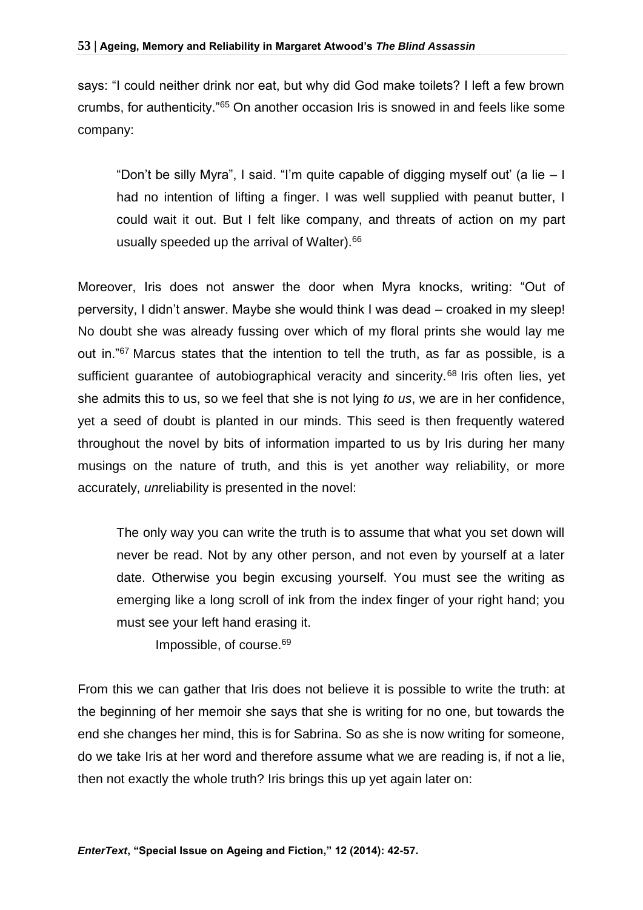says: "I could neither drink nor eat, but why did God make toilets? I left a few brown crumbs, for authenticity."[65] On another occasion Iris is snowed in and feels like some company:

> "Don't be silly Myra", I said. "I'm quite capable of digging myself out' (a lie – I had no intention of lifting a finger. I was well supplied with peanut butter, I could wait it out. But I felt like company, and threats of action on my part usually speeded up the arrival of Walter).[66]

Moreover, Iris does not answer the door when Myra knocks, writing: "Out of perversity, I didn't answer. Maybe she would think I was dead – croaked in my sleep! No doubt she was already fussing over which of my floral prints she would lay me out in."[67] Marcus states that the intention to tell the truth, as far as possible, is a sufficient guarantee of autobiographical veracity and sincerity.[68] Iris often lies, yet she admits this to us, so we feel that she is not lying *to us*, we are in her confidence, yet a seed of doubt is planted in our minds. This seed is then frequently watered throughout the novel by bits of information imparted to us by Iris during her many musings on the nature of truth, and this is yet another way reliability, or more accurately, *un*reliability is presented in the novel:

> The only way you can write the truth is to assume that what you set down will never be read. Not by any other person, and not even by yourself at a later date. Otherwise you begin excusing yourself. You must see the writing as emerging like a long scroll of ink from the index finger of your right hand; you must see your left hand erasing it.
>
> Impossible, of course.[69]

From this we can gather that Iris does not believe it is possible to write the truth: at the beginning of her memoir she says that she is writing for no one, but towards the end she changes her mind, this is for Sabrina. So as she is now writing for someone, do we take Iris at her word and therefore assume what we are reading is, if not a lie, then not exactly the whole truth? Iris brings this up yet again later on: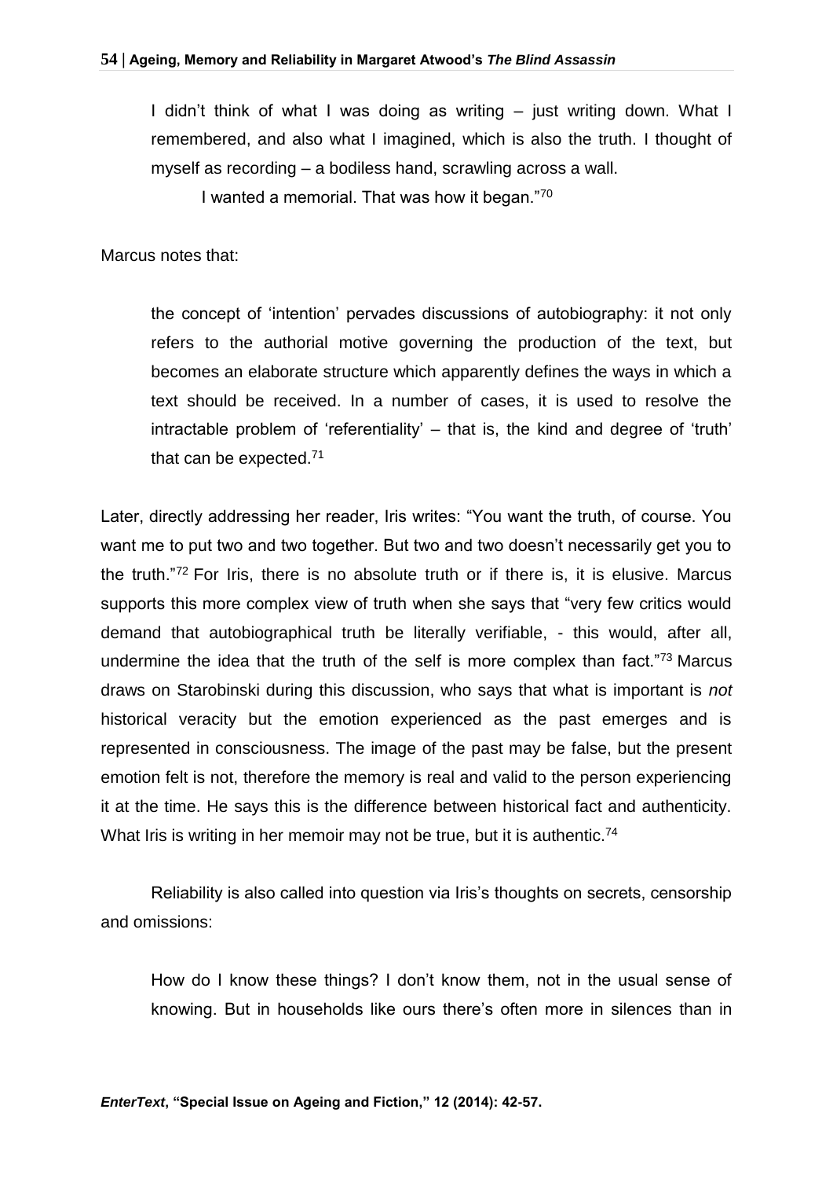I didn't think of what I was doing as writing – just writing down. What I remembered, and also what I imagined, which is also the truth. I thought of myself as recording – a bodiless hand, scrawling across a wall.

I wanted a memorial. That was how it began."[70]

Marcus notes that:

> the concept of 'intention' pervades discussions of autobiography: it not only refers to the authorial motive governing the production of the text, but becomes an elaborate structure which apparently defines the ways in which a text should be received. In a number of cases, it is used to resolve the intractable problem of 'referentiality' – that is, the kind and degree of 'truth' that can be expected.[71]

Later, directly addressing her reader, Iris writes: "You want the truth, of course. You want me to put two and two together. But two and two doesn't necessarily get you to the truth."[72] For Iris, there is no absolute truth or if there is, it is elusive. Marcus supports this more complex view of truth when she says that "very few critics would demand that autobiographical truth be literally verifiable, - this would, after all, undermine the idea that the truth of the self is more complex than fact."[73] Marcus draws on Starobinski during this discussion, who says that what is important is *not* historical veracity but the emotion experienced as the past emerges and is represented in consciousness. The image of the past may be false, but the present emotion felt is not, therefore the memory is real and valid to the person experiencing it at the time. He says this is the difference between historical fact and authenticity. What Iris is writing in her memoir may not be true, but it is authentic.[74]

Reliability is also called into question via Iris's thoughts on secrets, censorship and omissions:

> How do I know these things? I don't know them, not in the usual sense of knowing. But in households like ours there's often more in silences than in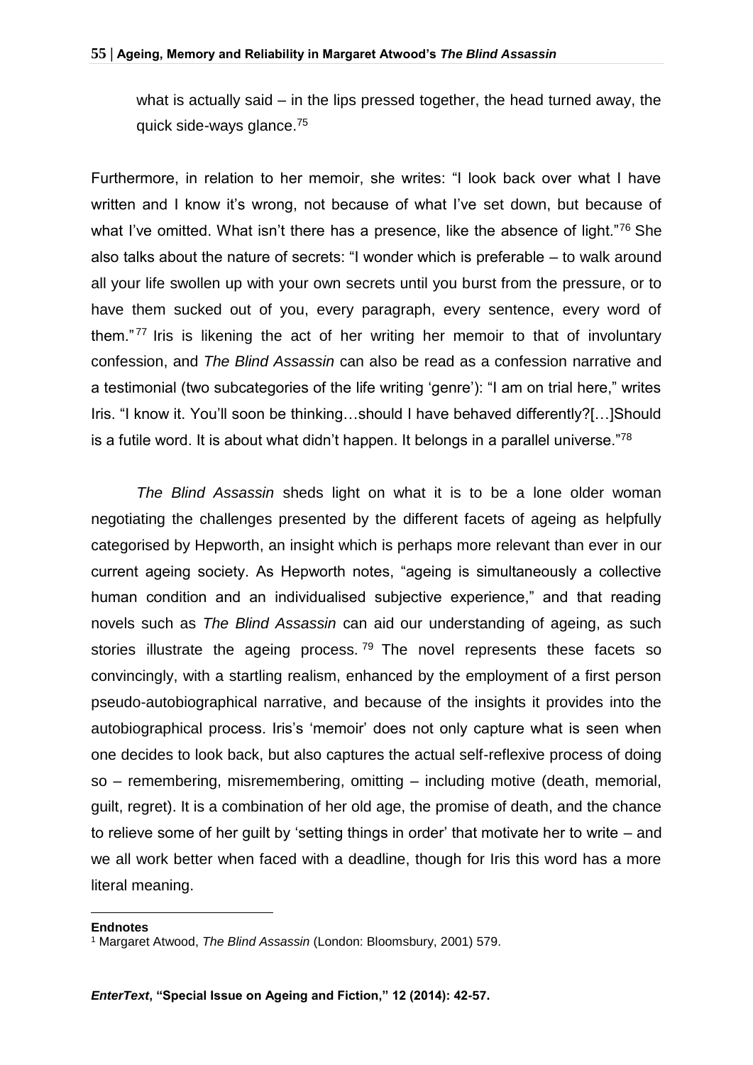what is actually said – in the lips pressed together, the head turned away, the quick side-ways glance.[75]

Furthermore, in relation to her memoir, she writes: "I look back over what I have written and I know it's wrong, not because of what I've set down, but because of what I've omitted. What isn't there has a presence, like the absence of light."[76] She also talks about the nature of secrets: "I wonder which is preferable – to walk around all your life swollen up with your own secrets until you burst from the pressure, or to have them sucked out of you, every paragraph, every sentence, every word of them."[77] Iris is likening the act of her writing her memoir to that of involuntary confession, and *The Blind Assassin* can also be read as a confession narrative and a testimonial (two subcategories of the life writing 'genre'): "I am on trial here," writes Iris. "I know it. You'll soon be thinking…should I have behaved differently?[…]Should is a futile word. It is about what didn't happen. It belongs in a parallel universe."[78]

*The Blind Assassin* sheds light on what it is to be a lone older woman negotiating the challenges presented by the different facets of ageing as helpfully categorised by Hepworth, an insight which is perhaps more relevant than ever in our current ageing society. As Hepworth notes, "ageing is simultaneously a collective human condition and an individualised subjective experience," and that reading novels such as *The Blind Assassin* can aid our understanding of ageing, as such stories illustrate the ageing process.[79] The novel represents these facets so convincingly, with a startling realism, enhanced by the employment of a first person pseudo-autobiographical narrative, and because of the insights it provides into the autobiographical process. Iris's 'memoir' does not only capture what is seen when one decides to look back, but also captures the actual self-reflexive process of doing so – remembering, misremembering, omitting – including motive (death, memorial, guilt, regret). It is a combination of her old age, the promise of death, and the chance to relieve some of her guilt by 'setting things in order' that motivate her to write – and we all work better when faced with a deadline, though for Iris this word has a more literal meaning.

**Endnotes**

[1] Margaret Atwood, *The Blind Assassin* (London: Bloomsbury, 2001) 579.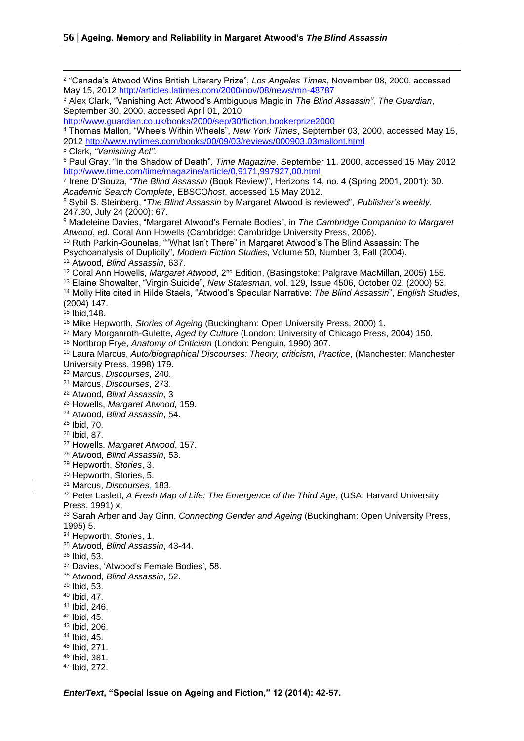[2] "Canada's Atwood Wins British Literary Prize", *Los Angeles Times*, November 08, 2000, accessed May 15, 2012 http://articles.latimes.com/2000/nov/08/news/mn-48787

[3] Alex Clark, "Vanishing Act: Atwood's Ambiguous Magic in *The Blind Assassin"*, *The Guardian*, September 30, 2000, accessed April 01, 2010 http://www.guardian.co.uk/books/2000/sep/30/fiction.bookerprize2000

[4] Thomas Mallon, "Wheels Within Wheels", *New York Times*, September 03, 2000, accessed May 15, 2012 http://www.nytimes.com/books/00/09/03/reviews/000903.03mallont.html

[5] Clark, *"Vanishing Act".*

[6] Paul Gray, "In the Shadow of Death", *Time Magazine*, September 11, 2000, accessed 15 May 2012 http://www.time.com/time/magazine/article/0,9171,997927,00.html

[7] Irene D'Souza, "*The Blind Assassin* (Book Review)", Herizons 14, no. 4 (Spring 2001, 2001): 30. *Academic Search Complete*, EBSCO*host*, accessed 15 May 2012.

[8] Sybil S. Steinberg, "*The Blind Assassin* by Margaret Atwood is reviewed", *Publisher's weekly*, 247.30, July 24 (2000): 67.

[9] Madeleine Davies, "Margaret Atwood's Female Bodies", in *The Cambridge Companion to Margaret Atwood*, ed. Coral Ann Howells (Cambridge: Cambridge University Press, 2006).

[10] Ruth Parkin-Gounelas, ""What Isn't There" in Margaret Atwood's The Blind Assassin: The Psychoanalysis of Duplicity", *Modern Fiction Studies*, Volume 50, Number 3, Fall (2004).

[11] Atwood, *Blind Assassin*, 637.

[12] Coral Ann Howells, *Margaret Atwood*, 2nd Edition, (Basingstoke: Palgrave MacMillan, 2005) 155.

[13] Elaine Showalter, "Virgin Suicide", *New Statesman*, vol. 129, Issue 4506, October 02, (2000) 53.

[14] Molly Hite cited in Hilde Staels, "Atwood's Specular Narrative: *The Blind Assassin*", *English Studies*, (2004) 147.

[15] Ibid,148.

[16] Mike Hepworth, *Stories of Ageing* (Buckingham: Open University Press, 2000) 1.

[17] Mary Morganroth-Gulette, *Aged by Culture* (London: University of Chicago Press, 2004) 150.

[18] Northrop Frye, *Anatomy of Criticism* (London: Penguin, 1990) 307.

[19] Laura Marcus, *Auto/biographical Discourses: Theory, criticism, Practice*, (Manchester: Manchester University Press, 1998) 179.

[20] Marcus, *Discourses*, 240.

[21] Marcus, *Discourses*, 273.

[22] Atwood, *Blind Assassin*, 3

[23] Howells, *Margaret Atwood,* 159.

[24] Atwood, *Blind Assassin*, 54.

[25] Ibid, 70.

[26] Ibid, 87.

[27] Howells, *Margaret Atwood*, 157.

[28] Atwood, *Blind Assassin*, 53.

[29] Hepworth, *Stories*, 3.

[30] Hepworth, Stories, 5.

[31] Marcus, *Discourses*, 183.

[32] Peter Laslett, *A Fresh Map of Life: The Emergence of the Third Age*, (USA: Harvard University Press, 1991) x.

[33] Sarah Arber and Jay Ginn, *Connecting Gender and Ageing* (Buckingham: Open University Press, 1995) 5.

[34] Hepworth, *Stories*, 1.

[35] Atwood, *Blind Assassin*, 43-44.

[36] Ibid, 53.

[37] Davies, 'Atwood's Female Bodies', 58.

[38] Atwood, *Blind Assassin*, 52.

[39] Ibid, 53.

[40] Ibid, 47.

[41] Ibid, 246.

[42] Ibid, 45.

[43] Ibid, 206.

[44] Ibid, 45.

[45] Ibid, 271.

[46] Ibid, 381.

[47] Ibid, 272.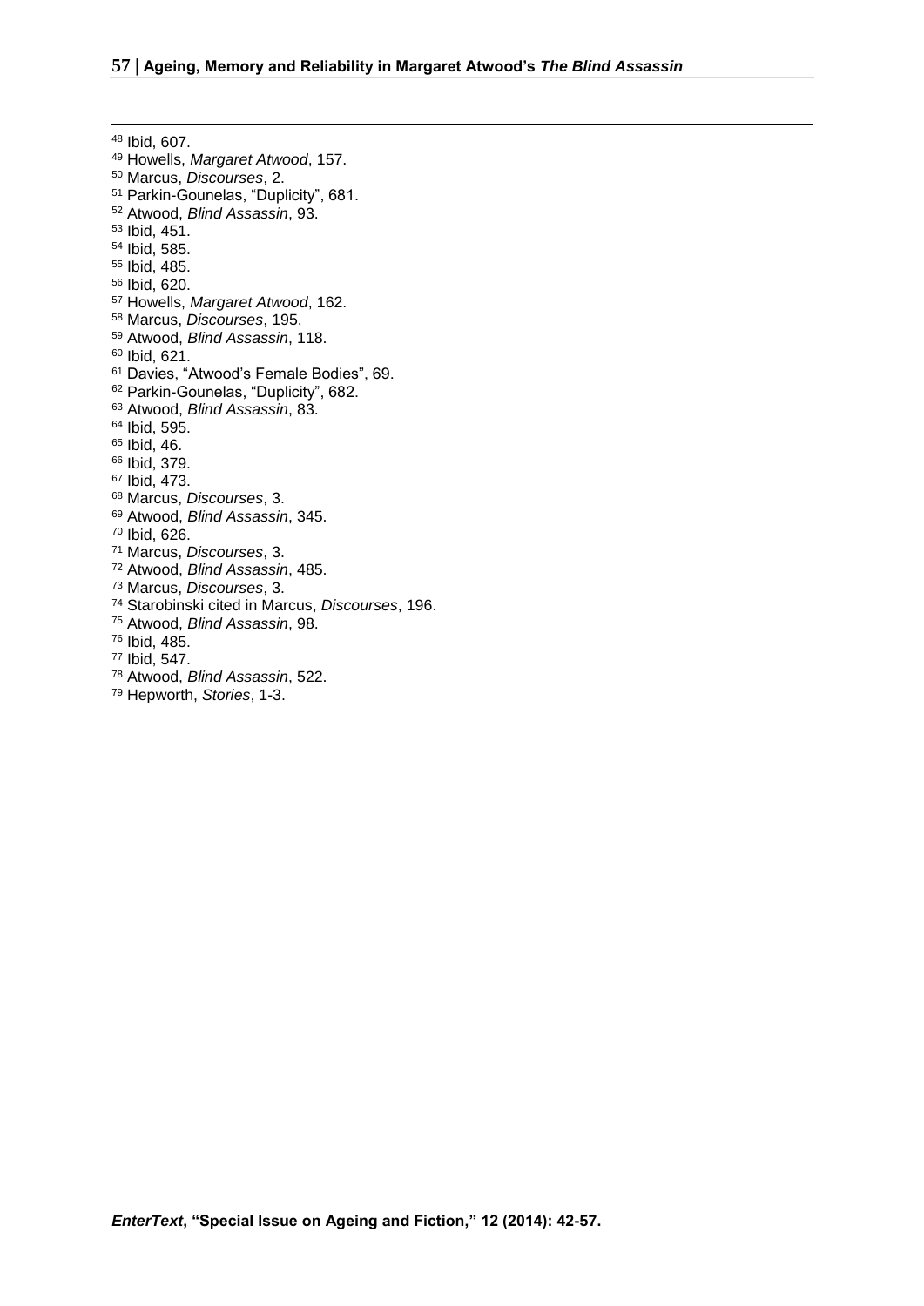[48] Ibid, 607.
[49] Howells, *Margaret Atwood*, 157.
[50] Marcus, *Discourses*, 2.
[51] Parkin-Gounelas, "Duplicity", 681.
[52] Atwood, *Blind Assassin*, 93.
[53] Ibid, 451.
[54] Ibid, 585.
[55] Ibid, 485.
[56] Ibid, 620.
[57] Howells, *Margaret Atwood*, 162.
[58] Marcus, *Discourses*, 195.
[59] Atwood, *Blind Assassin*, 118.
[60] Ibid, 621.
[61] Davies, "Atwood's Female Bodies", 69.
[62] Parkin-Gounelas, "Duplicity", 682.
[63] Atwood, *Blind Assassin*, 83.
[64] Ibid, 595.
[65] Ibid, 46.
[66] Ibid, 379.
[67] Ibid, 473.
[68] Marcus, *Discourses*, 3.
[69] Atwood, *Blind Assassin*, 345.
[70] Ibid, 626.
[71] Marcus, *Discourses*, 3.
[72] Atwood, *Blind Assassin*, 485.
[73] Marcus, *Discourses*, 3.
[74] Starobinski cited in Marcus, *Discourses*, 196.
[75] Atwood, *Blind Assassin*, 98.
[76] Ibid, 485.
[77] Ibid, 547.
[78] Atwood, *Blind Assassin*, 522.
[79] Hepworth, *Stories*, 1-3.